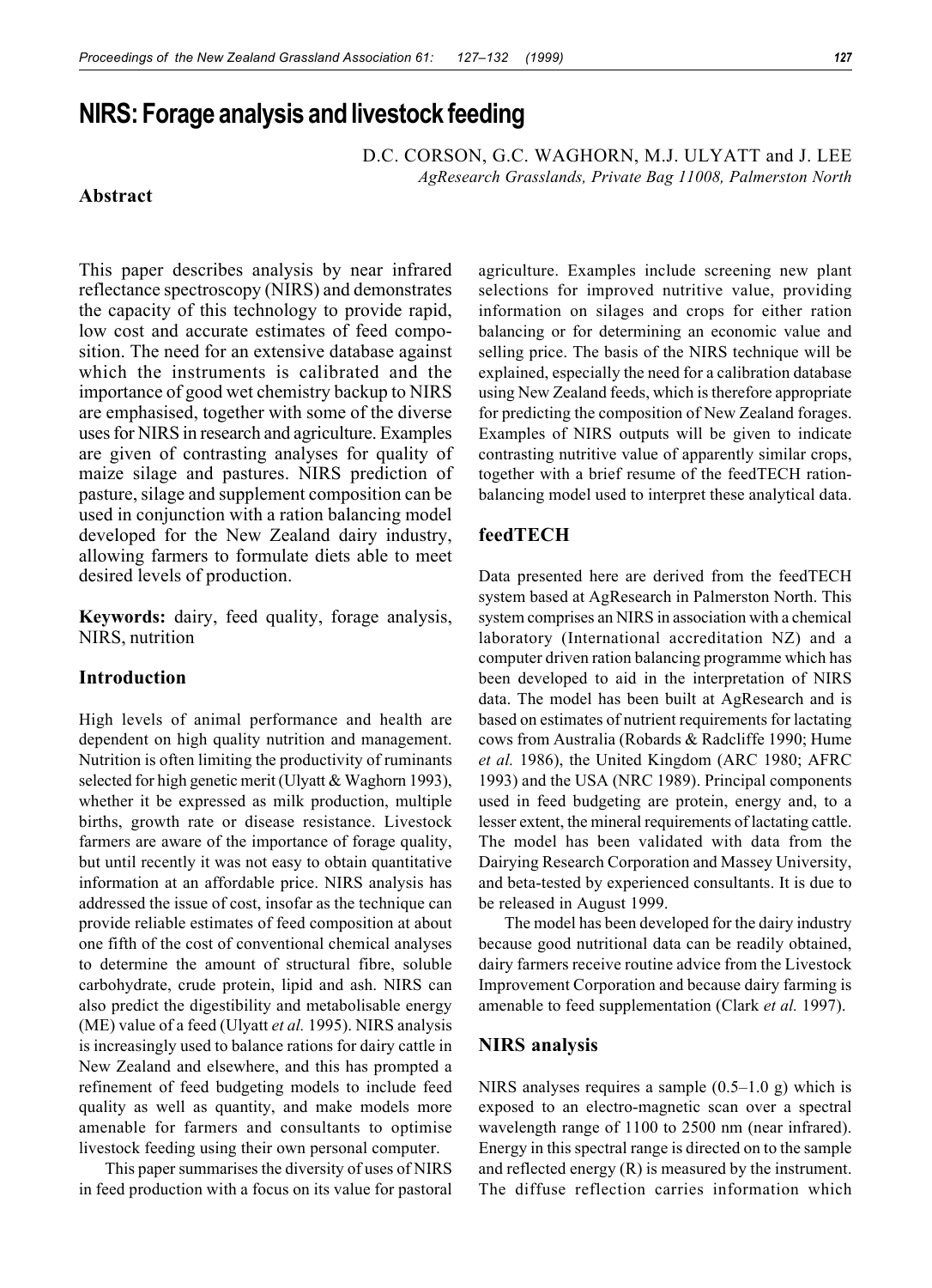# NIRS: Forage analysis and livestock feeding

D.C. CORSON, G.C. WAGHORN, M.J. ULYATT and J. LEE

*AgResearch Grasslands, Private Bag 11008, Palmerston North*

## Abstract

This paper describes analysis by near infrared reflectance spectroscopy (NIRS) and demonstrates the capacity of this technology to provide rapid, low cost and accurate estimates of feed composition. The need for an extensive database against which the instruments is calibrated and the importance of good wet chemistry backup to NIRS are emphasised, together with some of the diverse uses for NIRS in research and agriculture. Examples are given of contrasting analyses for quality of maize silage and pastures. NIRS prediction of pasture, silage and supplement composition can be used in conjunction with a ration balancing model developed for the New Zealand dairy industry, allowing farmers to formulate diets able to meet desired levels of production.

**Keywords:** dairy, feed quality, forage analysis, NIRS, nutrition

## Introduction

High levels of animal performance and health are dependent on high quality nutrition and management. Nutrition is often limiting the productivity of ruminants selected for high genetic merit (Ulyatt & Waghorn 1993), whether it be expressed as milk production, multiple births, growth rate or disease resistance. Livestock farmers are aware of the importance of forage quality, but until recently it was not easy to obtain quantitative information at an affordable price. NIRS analysis has addressed the issue of cost, insofar as the technique can provide reliable estimates of feed composition at about one fifth of the cost of conventional chemical analyses to determine the amount of structural fibre, soluble carbohydrate, crude protein, lipid and ash. NIRS can also predict the digestibility and metabolisable energy (ME) value of a feed (Ulyatt *et al.* 1995). NIRS analysis is increasingly used to balance rations for dairy cattle in New Zealand and elsewhere, and this has prompted a refinement of feed budgeting models to include feed quality as well as quantity, and make models more amenable for farmers and consultants to optimise livestock feeding using their own personal computer.

This paper summarises the diversity of uses of NIRS in feed production with a focus on its value for pastoral agriculture. Examples include screening new plant selections for improved nutritive value, providing information on silages and crops for either ration balancing or for determining an economic value and selling price. The basis of the NIRS technique will be explained, especially the need for a calibration database using New Zealand feeds, which is therefore appropriate for predicting the composition of New Zealand forages. Examples of NIRS outputs will be given to indicate contrasting nutritive value of apparently similar crops, together with a brief resume of the feedTECH ration-balancing model used to interpret these analytical data.

## feedTECH

Data presented here are derived from the feedTECH system based at AgResearch in Palmerston North. This system comprises an NIRS in association with a chemical laboratory (International accreditation NZ) and a computer driven ration balancing programme which has been developed to aid in the interpretation of NIRS data. The model has been built at AgResearch and is based on estimates of nutrient requirements for lactating cows from Australia (Robards & Radcliffe 1990; Hume *et al.* 1986), the United Kingdom (ARC 1980; AFRC 1993) and the USA (NRC 1989). Principal components used in feed budgeting are protein, energy and, to a lesser extent, the mineral requirements of lactating cattle. The model has been validated with data from the Dairying Research Corporation and Massey University, and beta-tested by experienced consultants. It is due to be released in August 1999.

The model has been developed for the dairy industry because good nutritional data can be readily obtained, dairy farmers receive routine advice from the Livestock Improvement Corporation and because dairy farming is amenable to feed supplementation (Clark *et al.* 1997).

## NIRS analysis

NIRS analyses requires a sample (0.5–1.0 g) which is exposed to an electro-magnetic scan over a spectral wavelength range of 1100 to 2500 nm (near infrared). Energy in this spectral range is directed on to the sample and reflected energy (R) is measured by the instrument. The diffuse reflection carries information which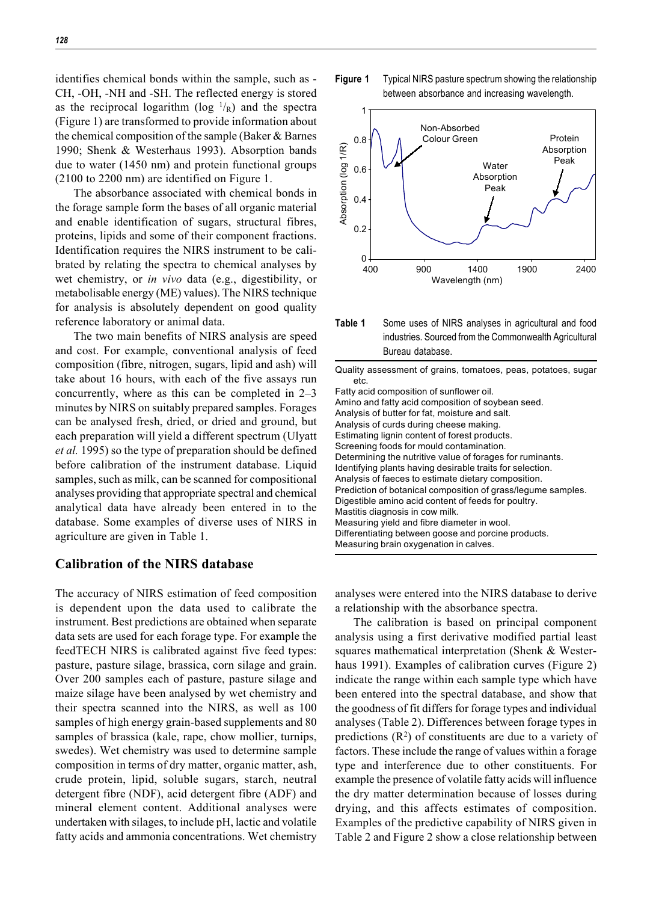identifies chemical bonds within the sample, such as -CH, -OH, -NH and -SH. The reflected energy is stored as the reciprocal logarithm (log $^1/_R$) and the spectra (Figure 1) are transformed to provide information about the chemical composition of the sample (Baker & Barnes 1990; Shenk & Westerhaus 1993). Absorption bands due to water (1450 nm) and protein functional groups (2100 to 2200 nm) are identified on Figure 1.

The absorbance associated with chemical bonds in the forage sample form the bases of all organic material and enable identification of sugars, structural fibres, proteins, lipids and some of their component fractions. Identification requires the NIRS instrument to be calibrated by relating the spectra to chemical analyses by wet chemistry, or *in vivo* data (e.g., digestibility, or metabolisable energy (ME) values). The NIRS technique for analysis is absolutely dependent on good quality reference laboratory or animal data.

The two main benefits of NIRS analysis are speed and cost. For example, conventional analysis of feed composition (fibre, nitrogen, sugars, lipid and ash) will take about 16 hours, with each of the five assays run concurrently, where as this can be completed in 2–3 minutes by NIRS on suitably prepared samples. Forages can be analysed fresh, dried, or dried and ground, but each preparation will yield a different spectrum (Ulyatt *et al.* 1995) so the type of preparation should be defined before calibration of the instrument database. Liquid samples, such as milk, can be scanned for compositional analyses providing that appropriate spectral and chemical analytical data have already been entered in to the database. Some examples of diverse uses of NIRS in agriculture are given in Table 1.

**Figure 1** Typical NIRS pasture spectrum showing the relationship between absorbance and increasing wavelength.

**Table 1** Some uses of NIRS analyses in agricultural and food industries. Sourced from the Commonwealth Agricultural Bureau database.

| |
|---|
| Quality assessment of grains, tomatoes, peas, potatoes, sugar etc. |
| Fatty acid composition of sunflower oil. |
| Amino and fatty acid composition of soybean seed. |
| Analysis of butter for fat, moisture and salt. |
| Analysis of curds during cheese making. |
| Estimating lignin content of forest products. |
| Screening foods for mould contamination. |
| Determining the nutritive value of forages for ruminants. |
| Identifying plants having desirable traits for selection. |
| Analysis of faeces to estimate dietary composition. |
| Prediction of botanical composition of grass/legume samples. |
| Digestible amino acid content of feeds for poultry. |
| Mastitis diagnosis in cow milk. |
| Measuring yield and fibre diameter in wool. |
| Differentiating between goose and porcine products. |
| Measuring brain oxygenation in calves. |

## Calibration of the NIRS database

The accuracy of NIRS estimation of feed composition is dependent upon the data used to calibrate the instrument. Best predictions are obtained when separate data sets are used for each forage type. For example the feedTECH NIRS is calibrated against five feed types: pasture, pasture silage, brassica, corn silage and grain. Over 200 samples each of pasture, pasture silage and maize silage have been analysed by wet chemistry and their spectra scanned into the NIRS, as well as 100 samples of high energy grain-based supplements and 80 samples of brassica (kale, rape, chow mollier, turnips, swedes). Wet chemistry was used to determine sample composition in terms of dry matter, organic matter, ash, crude protein, lipid, soluble sugars, starch, neutral detergent fibre (NDF), acid detergent fibre (ADF) and mineral element content. Additional analyses were undertaken with silages, to include pH, lactic and volatile fatty acids and ammonia concentrations. Wet chemistry analyses were entered into the NIRS database to derive a relationship with the absorbance spectra.

The calibration is based on principal component analysis using a first derivative modified partial least squares mathematical interpretation (Shenk & Westerhaus 1991). Examples of calibration curves (Figure 2) indicate the range within each sample type which have been entered into the spectral database, and show that the goodness of fit differs for forage types and individual analyses (Table 2). Differences between forage types in predictions ($R^2$) of constituents are due to a variety of factors. These include the range of values within a forage type and interference due to other constituents. For example the presence of volatile fatty acids will influence the dry matter determination because of losses during drying, and this affects estimates of composition. Examples of the predictive capability of NIRS given in Table 2 and Figure 2 show a close relationship between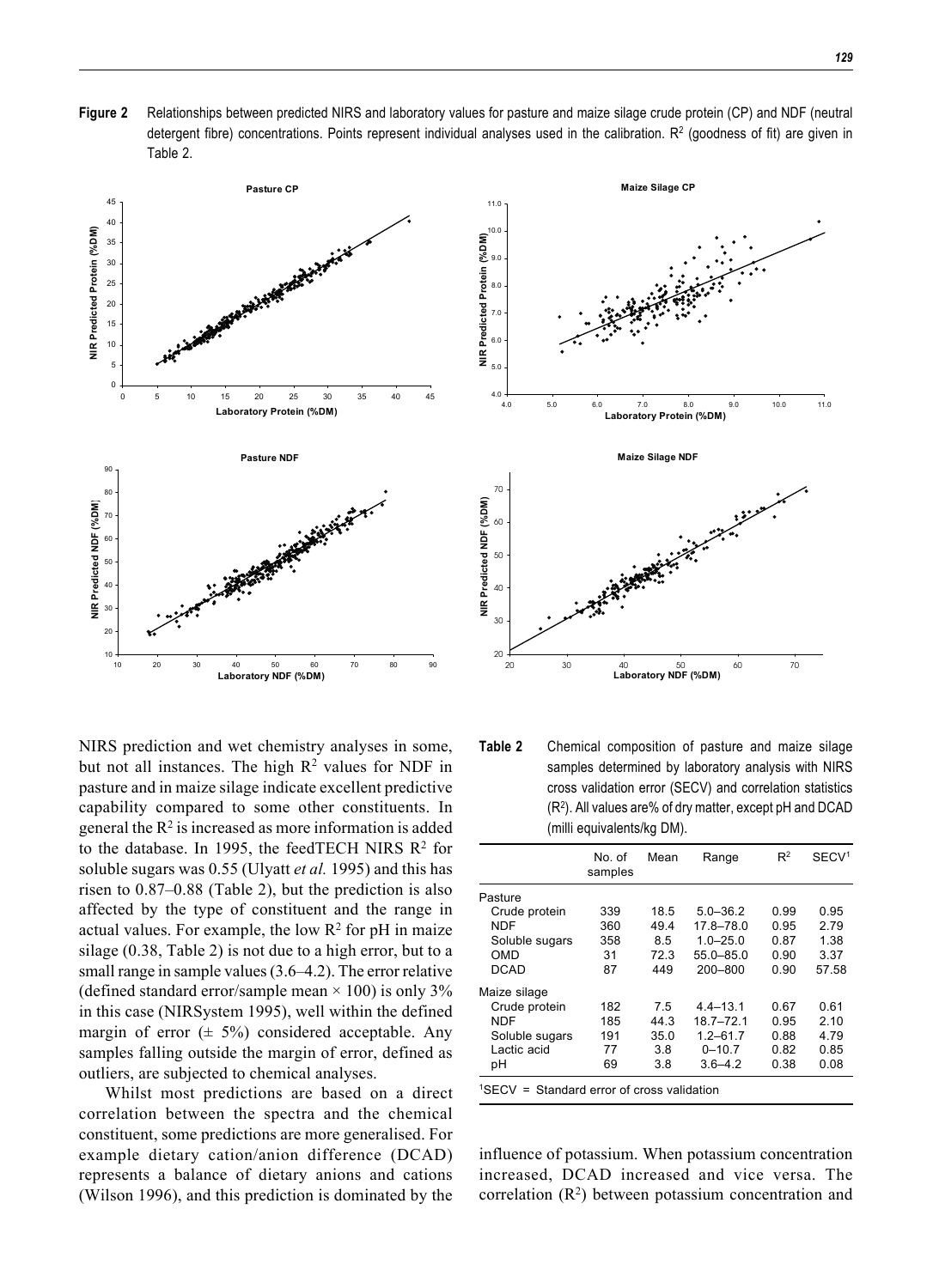**Figure 2** Relationships between predicted NIRS and laboratory values for pasture and maize silage crude protein (CP) and NDF (neutral detergent fibre) concentrations. Points represent individual analyses used in the calibration. $R^2$ (goodness of fit) are given in Table 2.

NIRS prediction and wet chemistry analyses in some, but not all instances. The high $R^2$ values for NDF in pasture and in maize silage indicate excellent predictive capability compared to some other constituents. In general the $R^2$ is increased as more information is added to the database. In 1995, the feedTECH NIRS $R^2$ for soluble sugars was 0.55 (Ulyatt *et al.* 1995) and this has risen to 0.87–0.88 (Table 2), but the prediction is also affected by the type of constituent and the range in actual values. For example, the low $R^2$ for pH in maize silage (0.38, Table 2) is not due to a high error, but to a small range in sample values (3.6–4.2). The error relative (defined standard error/sample mean × 100) is only 3% in this case (NIRSystem 1995), well within the defined margin of error (± 5%) considered acceptable. Any samples falling outside the margin of error, defined as outliers, are subjected to chemical analyses.

Whilst most predictions are based on a direct correlation between the spectra and the chemical constituent, some predictions are more generalised. For example dietary cation/anion difference (DCAD) represents a balance of dietary anions and cations (Wilson 1996), and this prediction is dominated by the influence of potassium. When potassium concentration increased, DCAD increased and vice versa. The correlation ($R^2$) between potassium concentration and

**Table 2** Chemical composition of pasture and maize silage samples determined by laboratory analysis with NIRS cross validation error (SECV) and correlation statistics ($R^2$). All values are% of dry matter, except pH and DCAD (milli equivalents/kg DM).

| | No. of samples | Mean | Range | $R^2$ | SECV[1] |
|---|---|---|---|---|---|
| Pasture | | | | | |
| Crude protein | 339 | 18.5 | 5.0–36.2 | 0.99 | 0.95 |
| NDF | 360 | 49.4 | 17.8–78.0 | 0.95 | 2.79 |
| Soluble sugars | 358 | 8.5 | 1.0–25.0 | 0.87 | 1.38 |
| OMD | 31 | 72.3 | 55.0–85.0 | 0.90 | 3.37 |
| DCAD | 87 | 449 | 200–800 | 0.90 | 57.58 |
| Maize silage | | | | | |
| Crude protein | 182 | 7.5 | 4.4–13.1 | 0.67 | 0.61 |
| NDF | 185 | 44.3 | 18.7–72.1 | 0.95 | 2.10 |
| Soluble sugars | 191 | 35.0 | 1.2–61.7 | 0.88 | 4.79 |
| Lactic acid | 77 | 3.8 | 0–10.7 | 0.82 | 0.85 |
| pH | 69 | 3.8 | 3.6–4.2 | 0.38 | 0.08 |

[1]SECV = Standard error of cross validation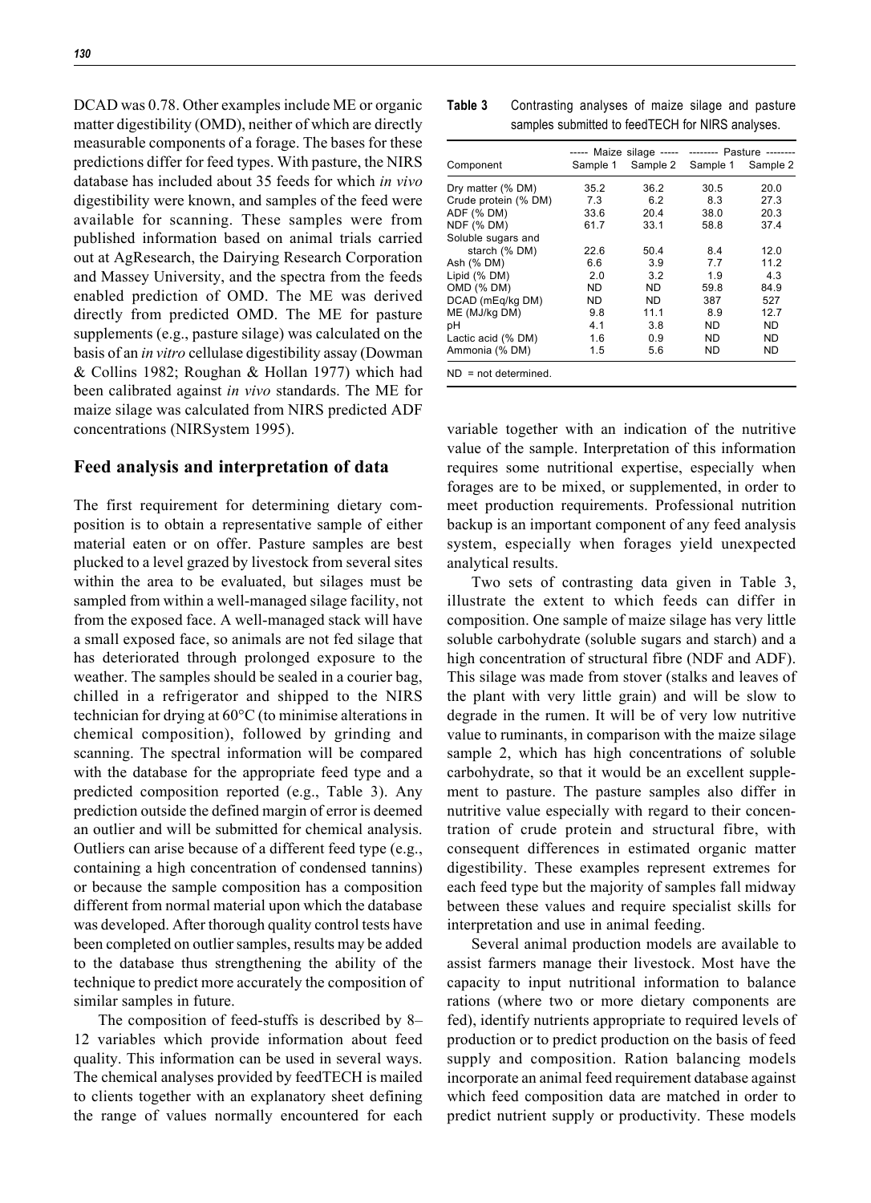DCAD was 0.78. Other examples include ME or organic matter digestibility (OMD), neither of which are directly measurable components of a forage. The bases for these predictions differ for feed types. With pasture, the NIRS database has included about 35 feeds for which *in vivo* digestibility were known, and samples of the feed were available for scanning. These samples were from published information based on animal trials carried out at AgResearch, the Dairying Research Corporation and Massey University, and the spectra from the feeds enabled prediction of OMD. The ME was derived directly from predicted OMD. The ME for pasture supplements (e.g., pasture silage) was calculated on the basis of an *in vitro* cellulase digestibility assay (Dowman & Collins 1982; Roughan & Hollan 1977) which had been calibrated against *in vivo* standards. The ME for maize silage was calculated from NIRS predicted ADF concentrations (NIRSystem 1995).

## Feed analysis and interpretation of data

The first requirement for determining dietary composition is to obtain a representative sample of either material eaten or on offer. Pasture samples are best plucked to a level grazed by livestock from several sites within the area to be evaluated, but silages must be sampled from within a well-managed silage facility, not from the exposed face. A well-managed stack will have a small exposed face, so animals are not fed silage that has deteriorated through prolonged exposure to the weather. The samples should be sealed in a courier bag, chilled in a refrigerator and shipped to the NIRS technician for drying at 60°C (to minimise alterations in chemical composition), followed by grinding and scanning. The spectral information will be compared with the database for the appropriate feed type and a predicted composition reported (e.g., Table 3). Any prediction outside the defined margin of error is deemed an outlier and will be submitted for chemical analysis. Outliers can arise because of a different feed type (e.g., containing a high concentration of condensed tannins) or because the sample composition has a composition different from normal material upon which the database was developed. After thorough quality control tests have been completed on outlier samples, results may be added to the database thus strengthening the ability of the technique to predict more accurately the composition of similar samples in future.

The composition of feed-stuffs is described by 8–12 variables which provide information about feed quality. This information can be used in several ways. The chemical analyses provided by feedTECH is mailed to clients together with an explanatory sheet defining the range of values normally encountered for each variable together with an indication of the nutritive value of the sample. Interpretation of this information requires some nutritional expertise, especially when forages are to be mixed, or supplemented, in order to meet production requirements. Professional nutrition backup is an important component of any feed analysis system, especially when forages yield unexpected analytical results.

**Table 3** Contrasting analyses of maize silage and pasture samples submitted to feedTECH for NIRS analyses.

| Component | Maize silage | | Pasture | |
|---|---|---|---|---|
| | Sample 1 | Sample 2 | Sample 1 | Sample 2 |
| Dry matter (% DM) | 35.2 | 36.2 | 30.5 | 20.0 |
| Crude protein (% DM) | 7.3 | 6.2 | 8.3 | 27.3 |
| ADF (% DM) | 33.6 | 20.4 | 38.0 | 20.3 |
| NDF (% DM) | 61.7 | 33.1 | 58.8 | 37.4 |
| Soluble sugars and starch (% DM) | 22.6 | 50.4 | 8.4 | 12.0 |
| Ash (% DM) | 6.6 | 3.9 | 7.7 | 11.2 |
| Lipid (% DM) | 2.0 | 3.2 | 1.9 | 4.3 |
| OMD (% DM) | ND | ND | 59.8 | 84.9 |
| DCAD (mEq/kg DM) | ND | ND | 387 | 527 |
| ME (MJ/kg DM) | 9.8 | 11.1 | 8.9 | 12.7 |
| pH | 4.1 | 3.8 | ND | ND |
| Lactic acid (% DM) | 1.6 | 0.9 | ND | ND |
| Ammonia (% DM) | 1.5 | 5.6 | ND | ND |

ND = not determined.

Two sets of contrasting data given in Table 3, illustrate the extent to which feeds can differ in composition. One sample of maize silage has very little soluble carbohydrate (soluble sugars and starch) and a high concentration of structural fibre (NDF and ADF). This silage was made from stover (stalks and leaves of the plant with very little grain) and will be slow to degrade in the rumen. It will be of very low nutritive value to ruminants, in comparison with the maize silage sample 2, which has high concentrations of soluble carbohydrate, so that it would be an excellent supplement to pasture. The pasture samples also differ in nutritive value especially with regard to their concentration of crude protein and structural fibre, with consequent differences in estimated organic matter digestibility. These examples represent extremes for each feed type but the majority of samples fall midway between these values and require specialist skills for interpretation and use in animal feeding.

Several animal production models are available to assist farmers manage their livestock. Most have the capacity to input nutritional information to balance rations (where two or more dietary components are fed), identify nutrients appropriate to required levels of production or to predict production on the basis of feed supply and composition. Ration balancing models incorporate an animal feed requirement database against which feed composition data are matched in order to predict nutrient supply or productivity. These models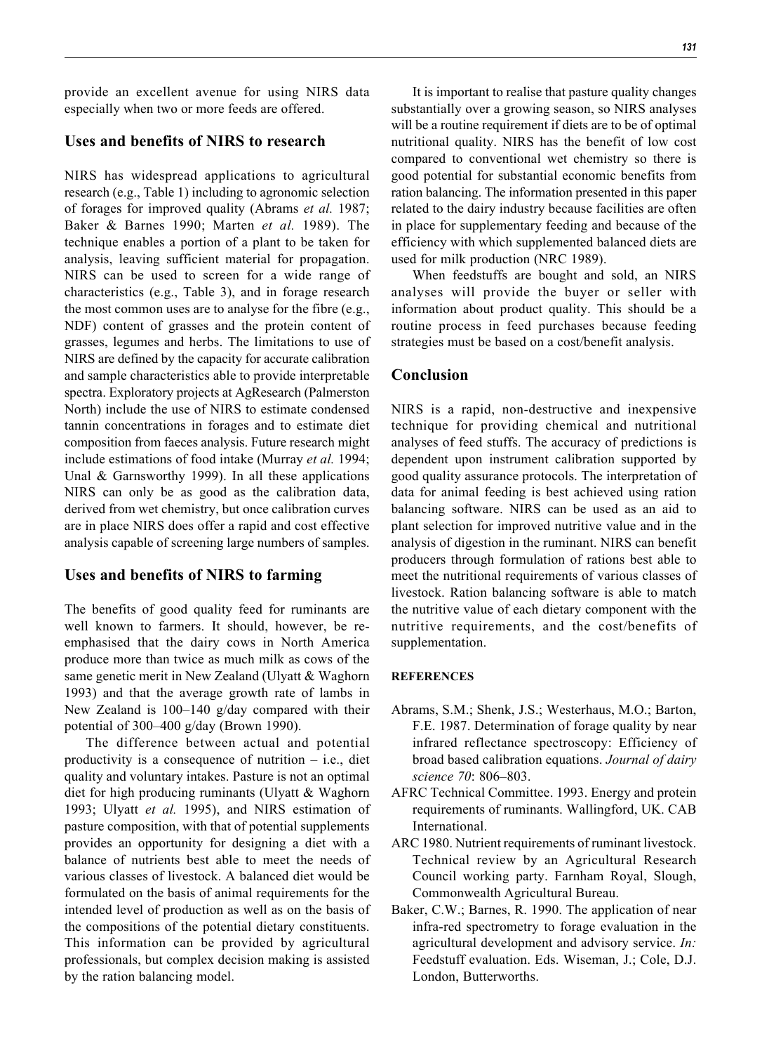provide an excellent avenue for using NIRS data especially when two or more feeds are offered.

## Uses and benefits of NIRS to research

NIRS has widespread applications to agricultural research (e.g., Table 1) including to agronomic selection of forages for improved quality (Abrams *et al.* 1987; Baker & Barnes 1990; Marten *et al.* 1989). The technique enables a portion of a plant to be taken for analysis, leaving sufficient material for propagation. NIRS can be used to screen for a wide range of characteristics (e.g., Table 3), and in forage research the most common uses are to analyse for the fibre (e.g., NDF) content of grasses and the protein content of grasses, legumes and herbs. The limitations to use of NIRS are defined by the capacity for accurate calibration and sample characteristics able to provide interpretable spectra. Exploratory projects at AgResearch (Palmerston North) include the use of NIRS to estimate condensed tannin concentrations in forages and to estimate diet composition from faeces analysis. Future research might include estimations of food intake (Murray *et al.* 1994; Unal & Garnsworthy 1999). In all these applications NIRS can only be as good as the calibration data, derived from wet chemistry, but once calibration curves are in place NIRS does offer a rapid and cost effective analysis capable of screening large numbers of samples.

## Uses and benefits of NIRS to farming

The benefits of good quality feed for ruminants are well known to farmers. It should, however, be re-emphasised that the dairy cows in North America produce more than twice as much milk as cows of the same genetic merit in New Zealand (Ulyatt & Waghorn 1993) and that the average growth rate of lambs in New Zealand is 100–140 g/day compared with their potential of 300–400 g/day (Brown 1990).

The difference between actual and potential productivity is a consequence of nutrition – i.e., diet quality and voluntary intakes. Pasture is not an optimal diet for high producing ruminants (Ulyatt & Waghorn 1993; Ulyatt *et al.* 1995), and NIRS estimation of pasture composition, with that of potential supplements provides an opportunity for designing a diet with a balance of nutrients best able to meet the needs of various classes of livestock. A balanced diet would be formulated on the basis of animal requirements for the intended level of production as well as on the basis of the compositions of the potential dietary constituents. This information can be provided by agricultural professionals, but complex decision making is assisted by the ration balancing model.

It is important to realise that pasture quality changes substantially over a growing season, so NIRS analyses will be a routine requirement if diets are to be of optimal nutritional quality. NIRS has the benefit of low cost compared to conventional wet chemistry so there is good potential for substantial economic benefits from ration balancing. The information presented in this paper related to the dairy industry because facilities are often in place for supplementary feeding and because of the efficiency with which supplemented balanced diets are used for milk production (NRC 1989).

When feedstuffs are bought and sold, an NIRS analyses will provide the buyer or seller with information about product quality. This should be a routine process in feed purchases because feeding strategies must be based on a cost/benefit analysis.

## Conclusion

NIRS is a rapid, non-destructive and inexpensive technique for providing chemical and nutritional analyses of feed stuffs. The accuracy of predictions is dependent upon instrument calibration supported by good quality assurance protocols. The interpretation of data for animal feeding is best achieved using ration balancing software. NIRS can be used as an aid to plant selection for improved nutritive value and in the analysis of digestion in the ruminant. NIRS can benefit producers through formulation of rations best able to meet the nutritional requirements of various classes of livestock. Ration balancing software is able to match the nutritive value of each dietary component with the nutritive requirements, and the cost/benefits of supplementation.

#### REFERENCES

Abrams, S.M.; Shenk, J.S.; Westerhaus, M.O.; Barton, F.E. 1987. Determination of forage quality by near infrared reflectance spectroscopy: Efficiency of broad based calibration equations. *Journal of dairy science 70*: 806–803.

AFRC Technical Committee. 1993. Energy and protein requirements of ruminants. Wallingford, UK. CAB International.

ARC 1980. Nutrient requirements of ruminant livestock. Technical review by an Agricultural Research Council working party. Farnham Royal, Slough, Commonwealth Agricultural Bureau.

Baker, C.W.; Barnes, R. 1990. The application of near infra-red spectrometry to forage evaluation in the agricultural development and advisory service. *In:* Feedstuff evaluation. Eds. Wiseman, J.; Cole, D.J. London, Butterworths.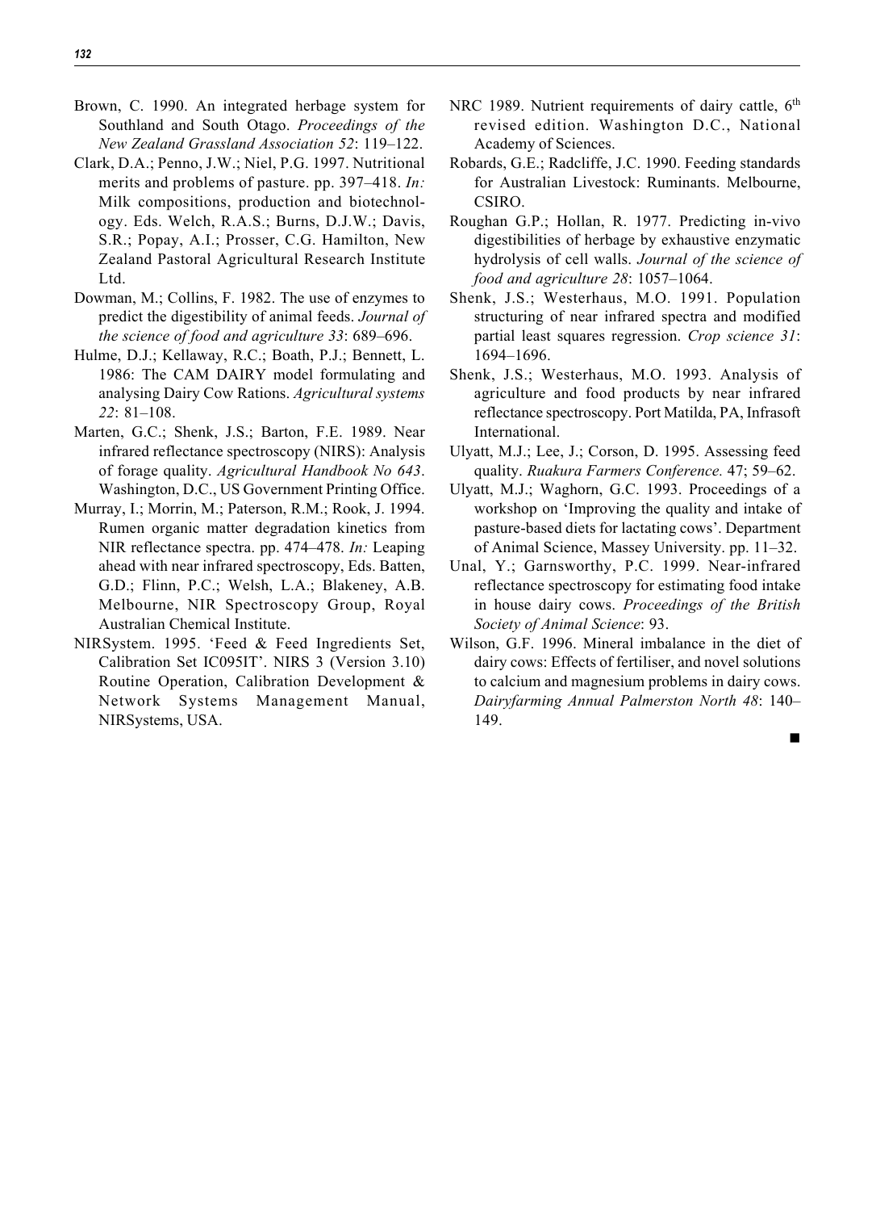Brown, C. 1990. An integrated herbage system for Southland and South Otago. *Proceedings of the New Zealand Grassland Association 52*: 119–122.

Clark, D.A.; Penno, J.W.; Niel, P.G. 1997. Nutritional merits and problems of pasture. pp. 397–418. *In:* Milk compositions, production and biotechnology. Eds. Welch, R.A.S.; Burns, D.J.W.; Davis, S.R.; Popay, A.I.; Prosser, C.G. Hamilton, New Zealand Pastoral Agricultural Research Institute Ltd.

Dowman, M.; Collins, F. 1982. The use of enzymes to predict the digestibility of animal feeds. *Journal of the science of food and agriculture 33*: 689–696.

Hulme, D.J.; Kellaway, R.C.; Boath, P.J.; Bennett, L. 1986: The CAM DAIRY model formulating and analysing Dairy Cow Rations. *Agricultural systems 22*: 81–108.

Marten, G.C.; Shenk, J.S.; Barton, F.E. 1989. Near infrared reflectance spectroscopy (NIRS): Analysis of forage quality. *Agricultural Handbook No 643*. Washington, D.C., US Government Printing Office.

Murray, I.; Morrin, M.; Paterson, R.M.; Rook, J. 1994. Rumen organic matter degradation kinetics from NIR reflectance spectra. pp. 474–478. *In:* Leaping ahead with near infrared spectroscopy, Eds. Batten, G.D.; Flinn, P.C.; Welsh, L.A.; Blakeney, A.B. Melbourne, NIR Spectroscopy Group, Royal Australian Chemical Institute.

NIRSystem. 1995. 'Feed & Feed Ingredients Set, Calibration Set IC095IT'. NIRS 3 (Version 3.10) Routine Operation, Calibration Development & Network Systems Management Manual, NIRSystems, USA.

NRC 1989. Nutrient requirements of dairy cattle, 6th revised edition. Washington D.C., National Academy of Sciences.

Robards, G.E.; Radcliffe, J.C. 1990. Feeding standards for Australian Livestock: Ruminants. Melbourne, CSIRO.

Roughan G.P.; Hollan, R. 1977. Predicting in-vivo digestibilities of herbage by exhaustive enzymatic hydrolysis of cell walls. *Journal of the science of food and agriculture 28*: 1057–1064.

Shenk, J.S.; Westerhaus, M.O. 1991. Population structuring of near infrared spectra and modified partial least squares regression. *Crop science 31*: 1694–1696.

Shenk, J.S.; Westerhaus, M.O. 1993. Analysis of agriculture and food products by near infrared reflectance spectroscopy. Port Matilda, PA, Infrasoft International.

Ulyatt, M.J.; Lee, J.; Corson, D. 1995. Assessing feed quality. *Ruakura Farmers Conference.* 47; 59–62.

Ulyatt, M.J.; Waghorn, G.C. 1993. Proceedings of a workshop on 'Improving the quality and intake of pasture-based diets for lactating cows'. Department of Animal Science, Massey University. pp. 11–32.

Unal, Y.; Garnsworthy, P.C. 1999. Near-infrared reflectance spectroscopy for estimating food intake in house dairy cows. *Proceedings of the British Society of Animal Science*: 93.

Wilson, G.F. 1996. Mineral imbalance in the diet of dairy cows: Effects of fertiliser, and novel solutions to calcium and magnesium problems in dairy cows. *Dairyfarming Annual Palmerston North 48*: 140–149.

■